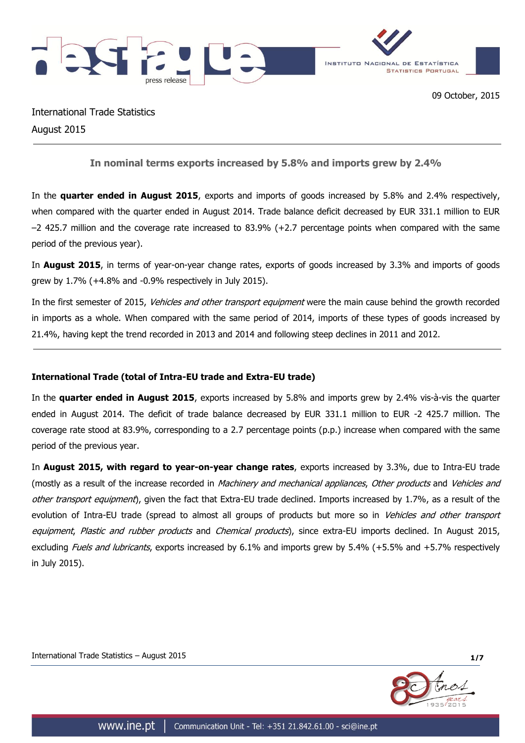09 October, 2015

International Trade Statistics
August 2015

## In nominal terms exports increased by 5.8% and imports grew by 2.4%

In the **quarter ended in August 2015**, exports and imports of goods increased by 5.8% and 2.4% respectively, when compared with the quarter ended in August 2014. Trade balance deficit decreased by EUR 331.1 million to EUR –2 425.7 million and the coverage rate increased to 83.9% (+2.7 percentage points when compared with the same period of the previous year).

In **August 2015**, in terms of year-on-year change rates, exports of goods increased by 3.3% and imports of goods grew by 1.7% (+4.8% and -0.9% respectively in July 2015).

In the first semester of 2015, *Vehicles and other transport equipment* were the main cause behind the growth recorded in imports as a whole. When compared with the same period of 2014, imports of these types of goods increased by 21.4%, having kept the trend recorded in 2013 and 2014 and following steep declines in 2011 and 2012.

### International Trade (total of Intra-EU trade and Extra-EU trade)

In the **quarter ended in August 2015**, exports increased by 5.8% and imports grew by 2.4% vis-à-vis the quarter ended in August 2014. The deficit of trade balance decreased by EUR 331.1 million to EUR -2 425.7 million. The coverage rate stood at 83.9%, corresponding to a 2.7 percentage points (p.p.) increase when compared with the same period of the previous year.

In **August 2015, with regard to year-on-year change rates**, exports increased by 3.3%, due to Intra-EU trade (mostly as a result of the increase recorded in *Machinery and mechanical appliances*, *Other products* and *Vehicles and other transport equipment*), given the fact that Extra-EU trade declined. Imports increased by 1.7%, as a result of the evolution of Intra-EU trade (spread to almost all groups of products but more so in *Vehicles and other transport equipment*, *Plastic and rubber products* and *Chemical products*), since extra-EU imports declined. In August 2015, excluding *Fuels and lubricants*, exports increased by 6.1% and imports grew by 5.4% (+5.5% and +5.7% respectively in July 2015).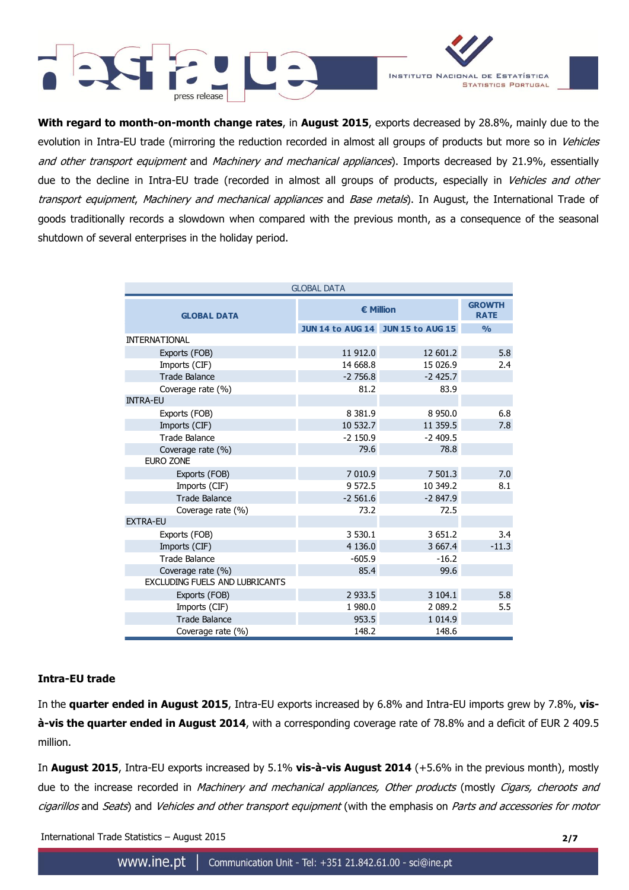**With regard to month-on-month change rates**, in **August 2015**, exports decreased by 28.8%, mainly due to the evolution in Intra-EU trade (mirroring the reduction recorded in almost all groups of products but more so in *Vehicles and other transport equipment* and *Machinery and mechanical appliances*). Imports decreased by 21.9%, essentially due to the decline in Intra-EU trade (recorded in almost all groups of products, especially in *Vehicles and other transport equipment*, *Machinery and mechanical appliances* and *Base metals*). In August, the International Trade of goods traditionally records a slowdown when compared with the previous month, as a consequence of the seasonal shutdown of several enterprises in the holiday period.

GLOBAL DATA

| GLOBAL DATA | € Million | | GROWTH RATE |
|---|---|---|---|
| | JUN 14 to AUG 14 | JUN 15 to AUG 15 | % |
| INTERNATIONAL | | | |
| Exports (FOB) | 11 912.0 | 12 601.2 | 5.8 |
| Imports (CIF) | 14 668.8 | 15 026.9 | 2.4 |
| Trade Balance | -2 756.8 | -2 425.7 | |
| Coverage rate (%) | 81.2 | 83.9 | |
| INTRA-EU | | | |
| Exports (FOB) | 8 381.9 | 8 950.0 | 6.8 |
| Imports (CIF) | 10 532.7 | 11 359.5 | 7.8 |
| Trade Balance | -2 150.9 | -2 409.5 | |
| Coverage rate (%) | 79.6 | 78.8 | |
| EURO ZONE | | | |
| Exports (FOB) | 7 010.9 | 7 501.3 | 7.0 |
| Imports (CIF) | 9 572.5 | 10 349.2 | 8.1 |
| Trade Balance | -2 561.6 | -2 847.9 | |
| Coverage rate (%) | 73.2 | 72.5 | |
| EXTRA-EU | | | |
| Exports (FOB) | 3 530.1 | 3 651.2 | 3.4 |
| Imports (CIF) | 4 136.0 | 3 667.4 | -11.3 |
| Trade Balance | -605.9 | -16.2 | |
| Coverage rate (%) | 85.4 | 99.6 | |
| EXCLUDING FUELS AND LUBRICANTS | | | |
| Exports (FOB) | 2 933.5 | 3 104.1 | 5.8 |
| Imports (CIF) | 1 980.0 | 2 089.2 | 5.5 |
| Trade Balance | 953.5 | 1 014.9 | |
| Coverage rate (%) | 148.2 | 148.6 | |

## Intra-EU trade

In the **quarter ended in August 2015**, Intra-EU exports increased by 6.8% and Intra-EU imports grew by 7.8%, **vis-à-vis the quarter ended in August 2014**, with a corresponding coverage rate of 78.8% and a deficit of EUR 2 409.5 million.

In **August 2015**, Intra-EU exports increased by 5.1% **vis-à-vis August 2014** (+5.6% in the previous month), mostly due to the increase recorded in *Machinery and mechanical appliances, Other products* (mostly *Cigars, cheroots and cigarillos* and *Seats*) and *Vehicles and other transport equipment* (with the emphasis on *Parts and accessories for motor*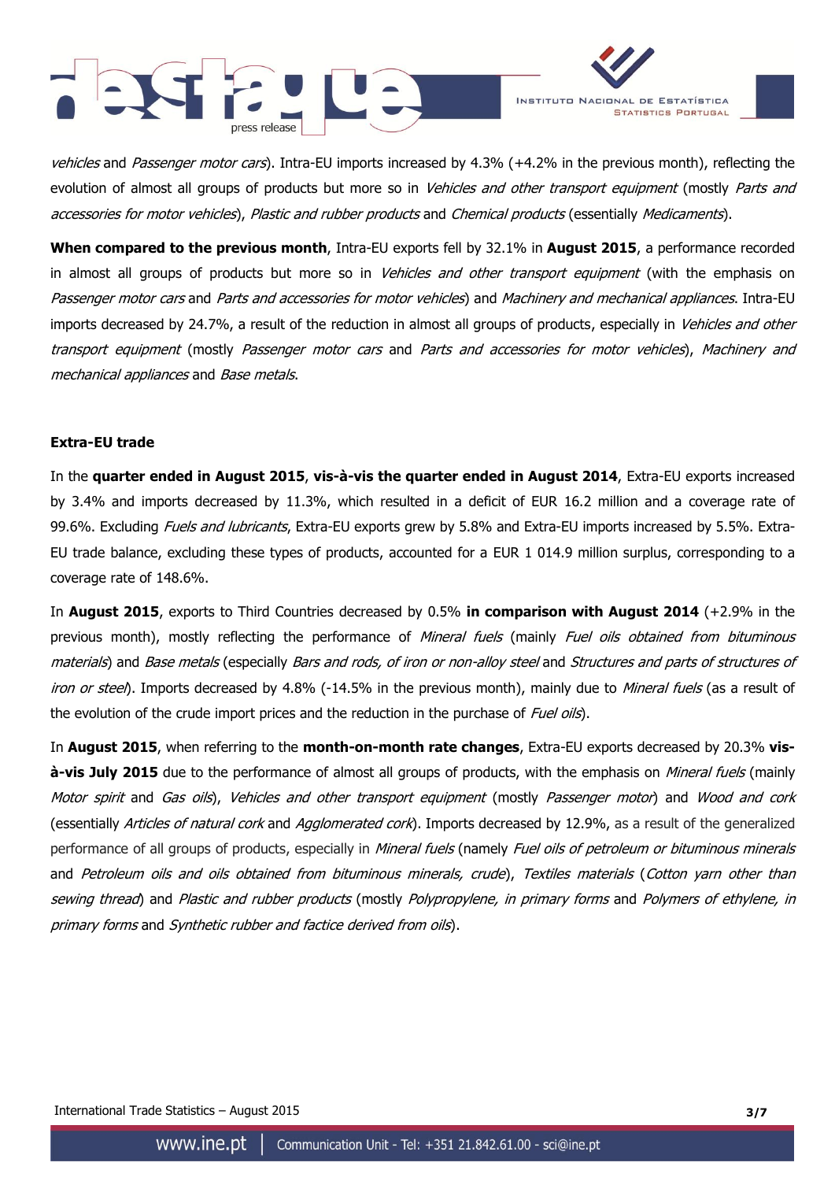*vehicles* and *Passenger motor cars*). Intra-EU imports increased by 4.3% (+4.2% in the previous month), reflecting the evolution of almost all groups of products but more so in *Vehicles and other transport equipment* (mostly *Parts and accessories for motor vehicles*), *Plastic and rubber products* and *Chemical products* (essentially *Medicaments*).

**When compared to the previous month**, Intra-EU exports fell by 32.1% in **August 2015**, a performance recorded in almost all groups of products but more so in *Vehicles and other transport equipment* (with the emphasis on *Passenger motor cars* and *Parts and accessories for motor vehicles*) and *Machinery and mechanical appliances*. Intra-EU imports decreased by 24.7%, a result of the reduction in almost all groups of products, especially in *Vehicles and other transport equipment* (mostly *Passenger motor cars* and *Parts and accessories for motor vehicles*), *Machinery and mechanical appliances* and *Base metals*.

**Extra-EU trade**

In the **quarter ended in August 2015**, **vis-à-vis the quarter ended in August 2014**, Extra-EU exports increased by 3.4% and imports decreased by 11.3%, which resulted in a deficit of EUR 16.2 million and a coverage rate of 99.6%. Excluding *Fuels and lubricants*, Extra-EU exports grew by 5.8% and Extra-EU imports increased by 5.5%. Extra-EU trade balance, excluding these types of products, accounted for a EUR 1 014.9 million surplus, corresponding to a coverage rate of 148.6%.

In **August 2015**, exports to Third Countries decreased by 0.5% **in comparison with August 2014** (+2.9% in the previous month), mostly reflecting the performance of *Mineral fuels* (mainly *Fuel oils obtained from bituminous materials*) and *Base metals* (especially *Bars and rods, of iron or non-alloy steel* and *Structures and parts of structures of iron or steel*). Imports decreased by 4.8% (-14.5% in the previous month), mainly due to *Mineral fuels* (as a result of the evolution of the crude import prices and the reduction in the purchase of *Fuel oils*).

In **August 2015**, when referring to the **month-on-month rate changes**, Extra-EU exports decreased by 20.3% **vis-à-vis July 2015** due to the performance of almost all groups of products, with the emphasis on *Mineral fuels* (mainly *Motor spirit* and *Gas oils*), *Vehicles and other transport equipment* (mostly *Passenger motor*) and *Wood and cork* (essentially *Articles of natural cork* and *Agglomerated cork*). Imports decreased by 12.9%, as a result of the generalized performance of all groups of products, especially in *Mineral fuels* (namely *Fuel oils of petroleum or bituminous minerals* and *Petroleum oils and oils obtained from bituminous minerals, crude*), *Textiles materials* (*Cotton yarn other than sewing thread*) and *Plastic and rubber products* (mostly *Polypropylene, in primary forms* and *Polymers of ethylene, in primary forms* and *Synthetic rubber and factice derived from oils*).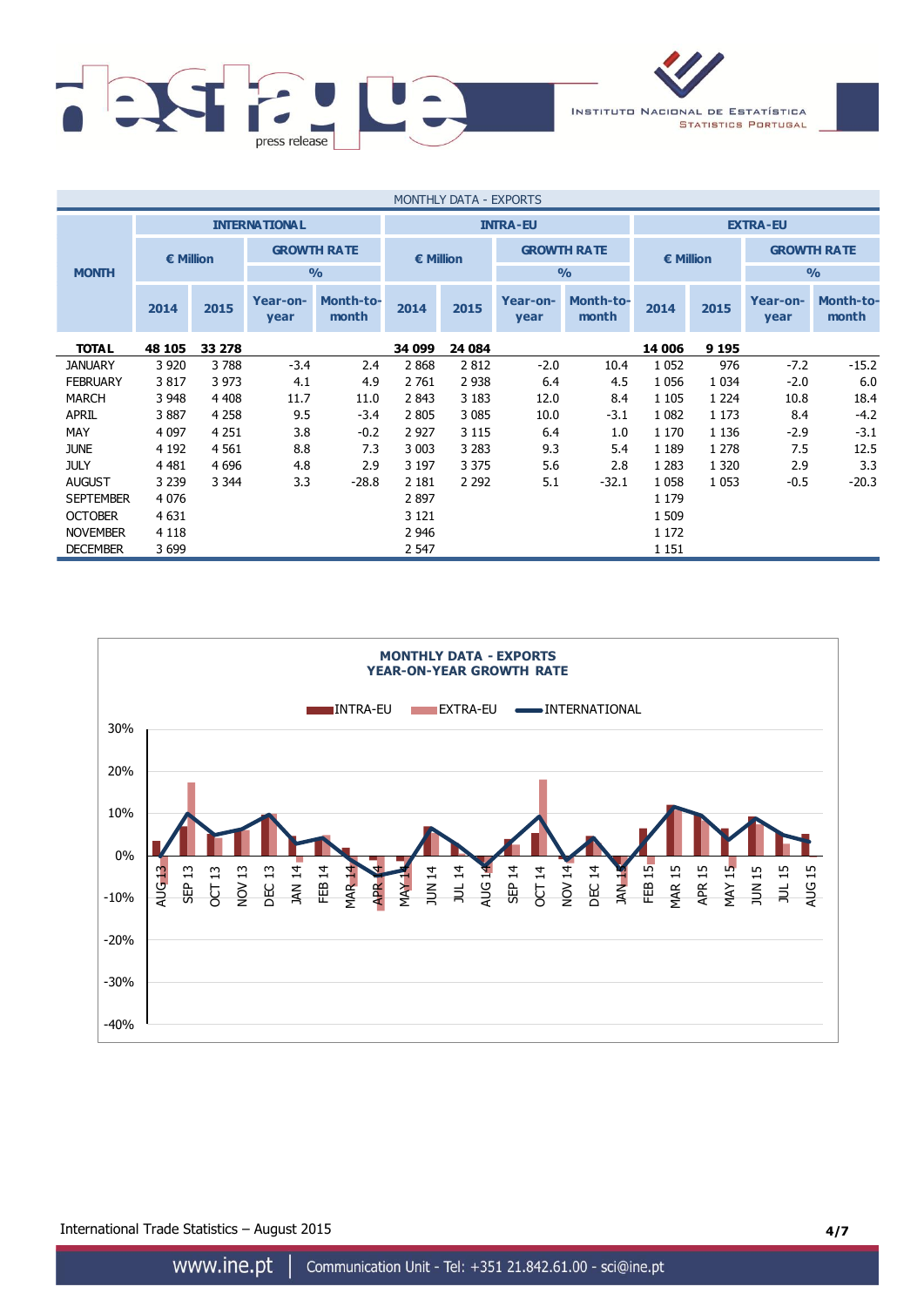MONTHLY DATA - EXPORTS

| MONTH | INTERNATIONAL | | | | INTRA-EU | | | | EXTRA-EU | | | |
|---|---|---|---|---|---|---|---|---|---|---|---|---|
| | € Million | | GROWTH RATE % | | € Million | | GROWTH RATE % | | € Million | | GROWTH RATE % | |
| | 2014 | 2015 | Year-on-year | Month-to-month | 2014 | 2015 | Year-on-year | Month-to-month | 2014 | 2015 | Year-on-year | Month-to-month |
| **TOTAL** | **48 105** | **33 278** | | | **34 099** | **24 084** | | | **14 006** | **9 195** | | |
| JANUARY | 3 920 | 3 788 | -3.4 | 2.4 | 2 868 | 2 812 | -2.0 | 10.4 | 1 052 | 976 | -7.2 | -15.2 |
| FEBRUARY | 3 817 | 3 973 | 4.1 | 4.9 | 2 761 | 2 938 | 6.4 | 4.5 | 1 056 | 1 034 | -2.0 | 6.0 |
| MARCH | 3 948 | 4 408 | 11.7 | 11.0 | 2 843 | 3 183 | 12.0 | 8.4 | 1 105 | 1 224 | 10.8 | 18.4 |
| APRIL | 3 887 | 4 258 | 9.5 | -3.4 | 2 805 | 3 085 | 10.0 | -3.1 | 1 082 | 1 173 | 8.4 | -4.2 |
| MAY | 4 097 | 4 251 | 3.8 | -0.2 | 2 927 | 3 115 | 6.4 | 1.0 | 1 170 | 1 136 | -2.9 | -3.1 |
| JUNE | 4 192 | 4 561 | 8.8 | 7.3 | 3 003 | 3 283 | 9.3 | 5.4 | 1 189 | 1 278 | 7.5 | 12.5 |
| JULY | 4 481 | 4 696 | 4.8 | 2.9 | 3 197 | 3 375 | 5.6 | 2.8 | 1 283 | 1 320 | 2.9 | 3.3 |
| AUGUST | 3 239 | 3 344 | 3.3 | -28.8 | 2 181 | 2 292 | 5.1 | -32.1 | 1 058 | 1 053 | -0.5 | -20.3 |
| SEPTEMBER | 4 076 | | | | 2 897 | | | | 1 179 | | | |
| OCTOBER | 4 631 | | | | 3 121 | | | | 1 509 | | | |
| NOVEMBER | 4 118 | | | | 2 946 | | | | 1 172 | | | |
| DECEMBER | 3 699 | | | | 2 547 | | | | 1 151 | | | |

MONTHLY DATA - EXPORTS
YEAR-ON-YEAR GROWTH RATE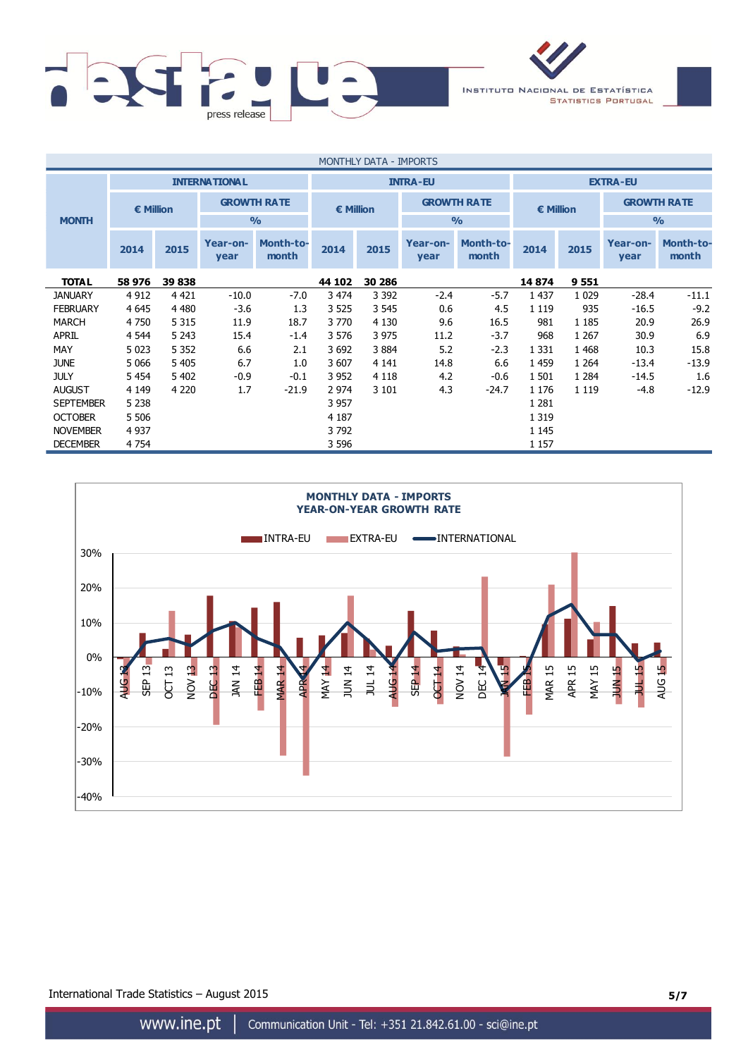MONTHLY DATA - IMPORTS

| MONTH | INTERNATIONAL | | | | INTRA-EU | | | | EXTRA-EU | | | |
|---|---|---|---|---|---|---|---|---|---|---|---|---|
| | € Million | | GROWTH RATE % | | € Million | | GROWTH RATE % | | € Million | | GROWTH RATE % | |
| | 2014 | 2015 | Year-on-year | Month-to-month | 2014 | 2015 | Year-on-year | Month-to-month | 2014 | 2015 | Year-on-year | Month-to-month |
| **TOTAL** | **58 976** | **39 838** | | | **44 102** | **30 286** | | | **14 874** | **9 551** | | |
| JANUARY | 4 912 | 4 421 | -10.0 | -7.0 | 3 474 | 3 392 | -2.4 | -5.7 | 1 437 | 1 029 | -28.4 | -11.1 |
| FEBRUARY | 4 645 | 4 480 | -3.6 | 1.3 | 3 525 | 3 545 | 0.6 | 4.5 | 1 119 | 935 | -16.5 | -9.2 |
| MARCH | 4 750 | 5 315 | 11.9 | 18.7 | 3 770 | 4 130 | 9.6 | 16.5 | 981 | 1 185 | 20.9 | 26.9 |
| APRIL | 4 544 | 5 243 | 15.4 | -1.4 | 3 576 | 3 975 | 11.2 | -3.7 | 968 | 1 267 | 30.9 | 6.9 |
| MAY | 5 023 | 5 352 | 6.6 | 2.1 | 3 692 | 3 884 | 5.2 | -2.3 | 1 331 | 1 468 | 10.3 | 15.8 |
| JUNE | 5 066 | 5 405 | 6.7 | 1.0 | 3 607 | 4 141 | 14.8 | 6.6 | 1 459 | 1 264 | -13.4 | -13.9 |
| JULY | 5 454 | 5 402 | -0.9 | -0.1 | 3 952 | 4 118 | 4.2 | -0.6 | 1 501 | 1 284 | -14.5 | 1.6 |
| AUGUST | 4 149 | 4 220 | 1.7 | -21.9 | 2 974 | 3 101 | 4.3 | -24.7 | 1 176 | 1 119 | -4.8 | -12.9 |
| SEPTEMBER | 5 238 | | | | 3 957 | | | | 1 281 | | | |
| OCTOBER | 5 506 | | | | 4 187 | | | | 1 319 | | | |
| NOVEMBER | 4 937 | | | | 3 792 | | | | 1 145 | | | |
| DECEMBER | 4 754 | | | | 3 596 | | | | 1 157 | | | |

**MONTHLY DATA - IMPORTS**
**YEAR-ON-YEAR GROWTH RATE**

International Trade Statistics – August 2015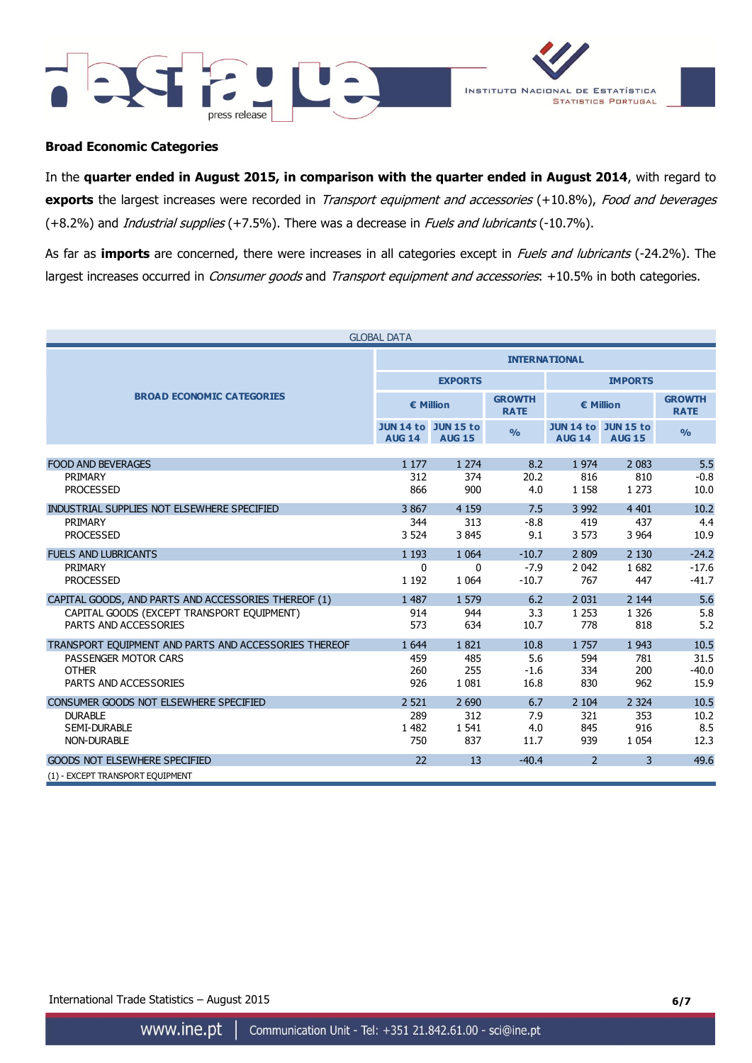## Broad Economic Categories

In the **quarter ended in August 2015, in comparison with the quarter ended in August 2014**, with regard to **exports** the largest increases were recorded in *Transport equipment and accessories* (+10.8%), *Food and beverages* (+8.2%) and *Industrial supplies* (+7.5%). There was a decrease in *Fuels and lubricants* (-10.7%).

As far as **imports** are concerned, there were increases in all categories except in *Fuels and lubricants* (-24.2%). The largest increases occurred in *Consumer goods* and *Transport equipment and accessories*: +10.5% in both categories.

| GLOBAL DATA | | | | | | |
|---|---|---|---|---|---|---|
| BROAD ECONOMIC CATEGORIES | INTERNATIONAL | | | | | |
| | EXPORTS | | | IMPORTS | | |
| | € Million | | GROWTH RATE | € Million | | GROWTH RATE |
| | JUN 14 to AUG 14 | JUN 15 to AUG 15 | % | JUN 14 to AUG 14 | JUN 15 to AUG 15 | % |
| FOOD AND BEVERAGES | 1 177 | 1 274 | 8.2 | 1 974 | 2 083 | 5.5 |
| PRIMARY | 312 | 374 | 20.2 | 816 | 810 | -0.8 |
| PROCESSED | 866 | 900 | 4.0 | 1 158 | 1 273 | 10.0 |
| INDUSTRIAL SUPPLIES NOT ELSEWHERE SPECIFIED | 3 867 | 4 159 | 7.5 | 3 992 | 4 401 | 10.2 |
| PRIMARY | 344 | 313 | -8.8 | 419 | 437 | 4.4 |
| PROCESSED | 3 524 | 3 845 | 9.1 | 3 573 | 3 964 | 10.9 |
| FUELS AND LUBRICANTS | 1 193 | 1 064 | -10.7 | 2 809 | 2 130 | -24.2 |
| PRIMARY | 0 | 0 | -7.9 | 2 042 | 1 682 | -17.6 |
| PROCESSED | 1 192 | 1 064 | -10.7 | 767 | 447 | -41.7 |
| CAPITAL GOODS, AND PARTS AND ACCESSORIES THEREOF (1) | 1 487 | 1 579 | 6.2 | 2 031 | 2 144 | 5.6 |
| CAPITAL GOODS (EXCEPT TRANSPORT EQUIPMENT) | 914 | 944 | 3.3 | 1 253 | 1 326 | 5.8 |
| PARTS AND ACCESSORIES | 573 | 634 | 10.7 | 778 | 818 | 5.2 |
| TRANSPORT EQUIPMENT AND PARTS AND ACCESSORIES THEREOF | 1 644 | 1 821 | 10.8 | 1 757 | 1 943 | 10.5 |
| PASSENGER MOTOR CARS | 459 | 485 | 5.6 | 594 | 781 | 31.5 |
| OTHER | 260 | 255 | -1.6 | 334 | 200 | -40.0 |
| PARTS AND ACCESSORIES | 926 | 1 081 | 16.8 | 830 | 962 | 15.9 |
| CONSUMER GOODS NOT ELSEWHERE SPECIFIED | 2 521 | 2 690 | 6.7 | 2 104 | 2 324 | 10.5 |
| DURABLE | 289 | 312 | 7.9 | 321 | 353 | 10.2 |
| SEMI-DURABLE | 1 482 | 1 541 | 4.0 | 845 | 916 | 8.5 |
| NON-DURABLE | 750 | 837 | 11.7 | 939 | 1 054 | 12.3 |
| GOODS NOT ELSEWHERE SPECIFIED | 22 | 13 | -40.4 | 2 | 3 | 49.6 |

(1) - EXCEPT TRANSPORT EQUIPMENT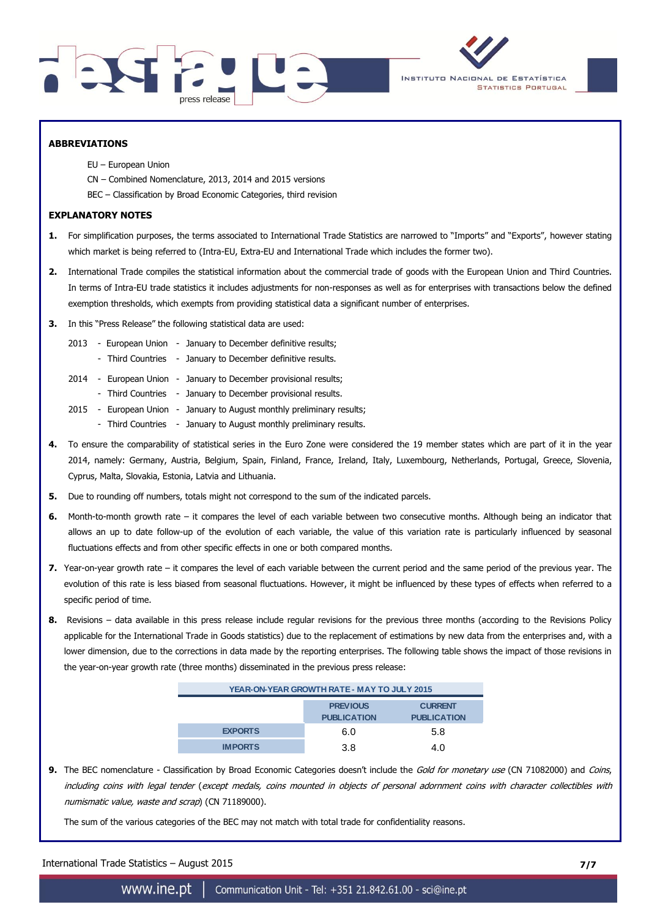## ABBREVIATIONS

EU – European Union

CN – Combined Nomenclature, 2013, 2014 and 2015 versions

BEC – Classification by Broad Economic Categories, third revision

## EXPLANATORY NOTES

1. For simplification purposes, the terms associated to International Trade Statistics are narrowed to "Imports" and "Exports", however stating which market is being referred to (Intra-EU, Extra-EU and International Trade which includes the former two).

2. International Trade compiles the statistical information about the commercial trade of goods with the European Union and Third Countries. In terms of Intra-EU trade statistics it includes adjustments for non-responses as well as for enterprises with transactions below the defined exemption thresholds, which exempts from providing statistical data a significant number of enterprises.

3. In this "Press Release" the following statistical data are used:

   2013 - European Union - January to December definitive results;
   - Third Countries - January to December definitive results.

   2014 - European Union - January to December provisional results;
   - Third Countries - January to December provisional results.

   2015 - European Union - January to August monthly preliminary results;
   - Third Countries - January to August monthly preliminary results.

4. To ensure the comparability of statistical series in the Euro Zone were considered the 19 member states which are part of it in the year 2014, namely: Germany, Austria, Belgium, Spain, Finland, France, Ireland, Italy, Luxembourg, Netherlands, Portugal, Greece, Slovenia, Cyprus, Malta, Slovakia, Estonia, Latvia and Lithuania.

5. Due to rounding off numbers, totals might not correspond to the sum of the indicated parcels.

6. Month-to-month growth rate – it compares the level of each variable between two consecutive months. Although being an indicator that allows an up to date follow-up of the evolution of each variable, the value of this variation rate is particularly influenced by seasonal fluctuations effects and from other specific effects in one or both compared months.

7. Year-on-year growth rate – it compares the level of each variable between the current period and the same period of the previous year. The evolution of this rate is less biased from seasonal fluctuations. However, it might be influenced by these types of effects when referred to a specific period of time.

8. Revisions – data available in this press release include regular revisions for the previous three months (according to the Revisions Policy applicable for the International Trade in Goods statistics) due to the replacement of estimations by new data from the enterprises and, with a lower dimension, due to the corrections in data made by the reporting enterprises. The following table shows the impact of those revisions in the year-on-year growth rate (three months) disseminated in the previous press release:

| YEAR-ON-YEAR GROWTH RATE - MAY TO JULY 2015 | | |
|---|---|---|
| | PREVIOUS PUBLICATION | CURRENT PUBLICATION |
| EXPORTS | 6.0 | 5.8 |
| IMPORTS | 3.8 | 4.0 |

9. The BEC nomenclature - Classification by Broad Economic Categories doesn't include the *Gold for monetary use* (CN 71082000) and *Coins, including coins with legal tender* (*except medals, coins mounted in objects of personal adornment coins with character collectibles with numismatic value, waste and scrap*) (CN 71189000).

   The sum of the various categories of the BEC may not match with total trade for confidentiality reasons.